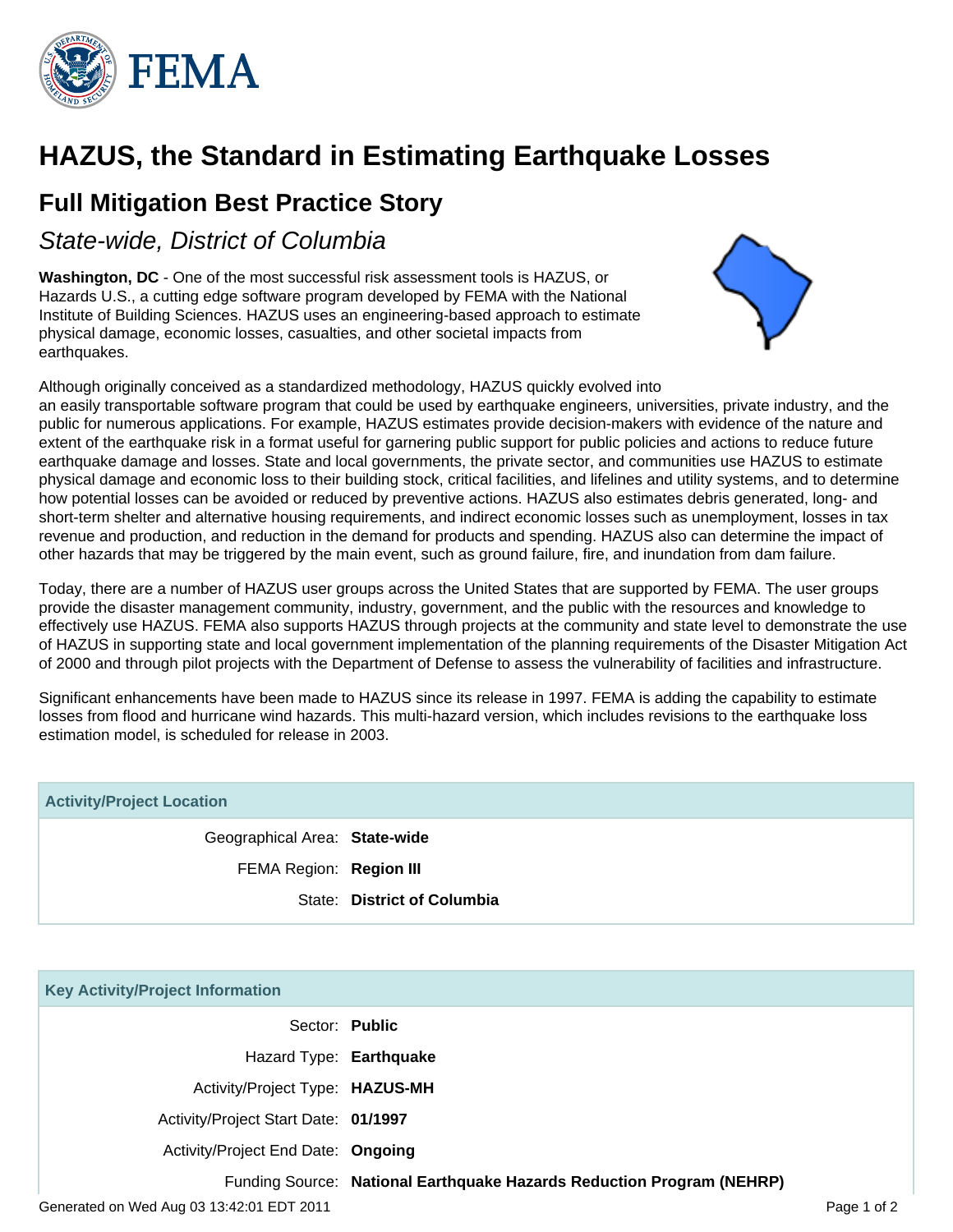# HAZUS, the Standard in Estimating Earthquake Losses

## Full Mitigation Best Practice Story

*State-wide, District of Columbia*

**Washington, DC** - One of the most successful risk assessment tools is HAZUS, or Hazards U.S., a cutting edge software program developed by FEMA with the National Institute of Building Sciences. HAZUS uses an engineering-based approach to estimate physical damage, economic losses, casualties, and other societal impacts from earthquakes.

Although originally conceived as a standardized methodology, HAZUS quickly evolved into an easily transportable software program that could be used by earthquake engineers, universities, private industry, and the public for numerous applications. For example, HAZUS estimates provide decision-makers with evidence of the nature and extent of the earthquake risk in a format useful for garnering public support for public policies and actions to reduce future earthquake damage and losses. State and local governments, the private sector, and communities use HAZUS to estimate physical damage and economic loss to their building stock, critical facilities, and lifelines and utility systems, and to determine how potential losses can be avoided or reduced by preventive actions. HAZUS also estimates debris generated, long- and short-term shelter and alternative housing requirements, and indirect economic losses such as unemployment, losses in tax revenue and production, and reduction in the demand for products and spending. HAZUS also can determine the impact of other hazards that may be triggered by the main event, such as ground failure, fire, and inundation from dam failure.

Today, there are a number of HAZUS user groups across the United States that are supported by FEMA. The user groups provide the disaster management community, industry, government, and the public with the resources and knowledge to effectively use HAZUS. FEMA also supports HAZUS through projects at the community and state level to demonstrate the use of HAZUS in supporting state and local government implementation of the planning requirements of the Disaster Mitigation Act of 2000 and through pilot projects with the Department of Defense to assess the vulnerability of facilities and infrastructure.

Significant enhancements have been made to HAZUS since its release in 1997. FEMA is adding the capability to estimate losses from flood and hurricane wind hazards. This multi-hazard version, which includes revisions to the earthquake loss estimation model, is scheduled for release in 2003.

| Activity/Project Location | |
|---|---|
| Geographical Area: | **State-wide** |
| FEMA Region: | **Region III** |
| State: | **District of Columbia** |

| Key Activity/Project Information | |
|---|---|
| Sector: | **Public** |
| Hazard Type: | **Earthquake** |
| Activity/Project Type: | **HAZUS-MH** |
| Activity/Project Start Date: | **01/1997** |
| Activity/Project End Date: | **Ongoing** |
| Funding Source: | **National Earthquake Hazards Reduction Program (NEHRP)** |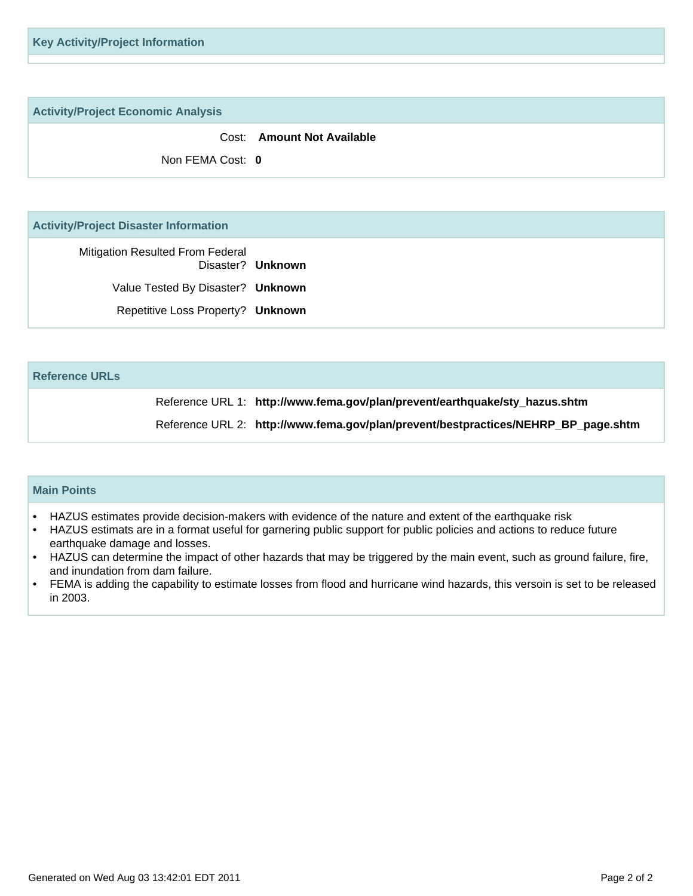## Key Activity/Project Information

## Activity/Project Economic Analysis

Cost: **Amount Not Available**

Non FEMA Cost: **0**

## Activity/Project Disaster Information

Mitigation Resulted From Federal Disaster? **Unknown**

Value Tested By Disaster? **Unknown**

Repetitive Loss Property? **Unknown**

## Reference URLs

Reference URL 1: **http://www.fema.gov/plan/prevent/earthquake/sty_hazus.shtm**

Reference URL 2: **http://www.fema.gov/plan/prevent/bestpractices/NEHRP_BP_page.shtm**

## Main Points

- HAZUS estimates provide decision-makers with evidence of the nature and extent of the earthquake risk
- HAZUS estimats are in a format useful for garnering public support for public policies and actions to reduce future earthquake damage and losses.
- HAZUS can determine the impact of other hazards that may be triggered by the main event, such as ground failure, fire, and inundation from dam failure.
- FEMA is adding the capability to estimate losses from flood and hurricane wind hazards, this versoin is set to be released in 2003.